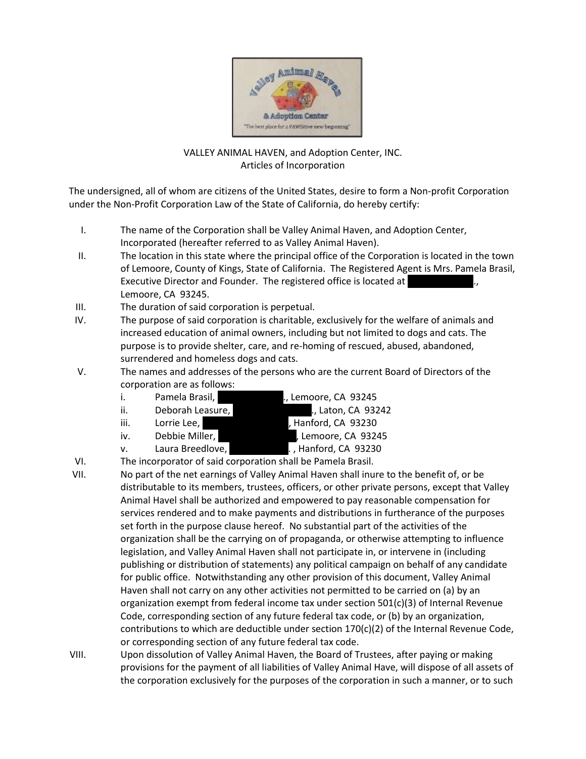VALLEY ANIMAL HAVEN, and Adoption Center, INC.
Articles of Incorporation

The undersigned, all of whom are citizens of the United States, desire to form a Non-profit Corporation under the Non-Profit Corporation Law of the State of California, do hereby certify:

I. The name of the Corporation shall be Valley Animal Haven, and Adoption Center, Incorporated (hereafter referred to as Valley Animal Haven).

II. The location in this state where the principal office of the Corporation is located in the town of Lemoore, County of Kings, State of California. The Registered Agent is Mrs. Pamela Brasil, Executive Director and Founder. The registered office is located at ███████., Lemoore, CA 93245.

III. The duration of said corporation is perpetual.

IV. The purpose of said corporation is charitable, exclusively for the welfare of animals and increased education of animal owners, including but not limited to dogs and cats. The purpose is to provide shelter, care, and re-homing of rescued, abused, abandoned, surrendered and homeless dogs and cats.

V. The names and addresses of the persons who are the current Board of Directors of the corporation are as follows:
   - i. Pamela Brasil, ███████., Lemoore, CA 93245
   - ii. Deborah Leasure, ███████., Laton, CA 93242
   - iii. Lorrie Lee, ███████, Hanford, CA 93230
   - iv. Debbie Miller, ███████, Lemoore, CA 93245
   - v. Laura Breedlove, ███████. , Hanford, CA 93230

VI. The incorporator of said corporation shall be Pamela Brasil.

VII. No part of the net earnings of Valley Animal Haven shall inure to the benefit of, or be distributable to its members, trustees, officers, or other private persons, except that Valley Animal Havel shall be authorized and empowered to pay reasonable compensation for services rendered and to make payments and distributions in furtherance of the purposes set forth in the purpose clause hereof. No substantial part of the activities of the organization shall be the carrying on of propaganda, or otherwise attempting to influence legislation, and Valley Animal Haven shall not participate in, or intervene in (including publishing or distribution of statements) any political campaign on behalf of any candidate for public office. Notwithstanding any other provision of this document, Valley Animal Haven shall not carry on any other activities not permitted to be carried on (a) by an organization exempt from federal income tax under section 501(c)(3) of Internal Revenue Code, corresponding section of any future federal tax code, or (b) by an organization, contributions to which are deductible under section 170(c)(2) of the Internal Revenue Code, or corresponding section of any future federal tax code.

VIII. Upon dissolution of Valley Animal Haven, the Board of Trustees, after paying or making provisions for the payment of all liabilities of Valley Animal Have, will dispose of all assets of the corporation exclusively for the purposes of the corporation in such a manner, or to such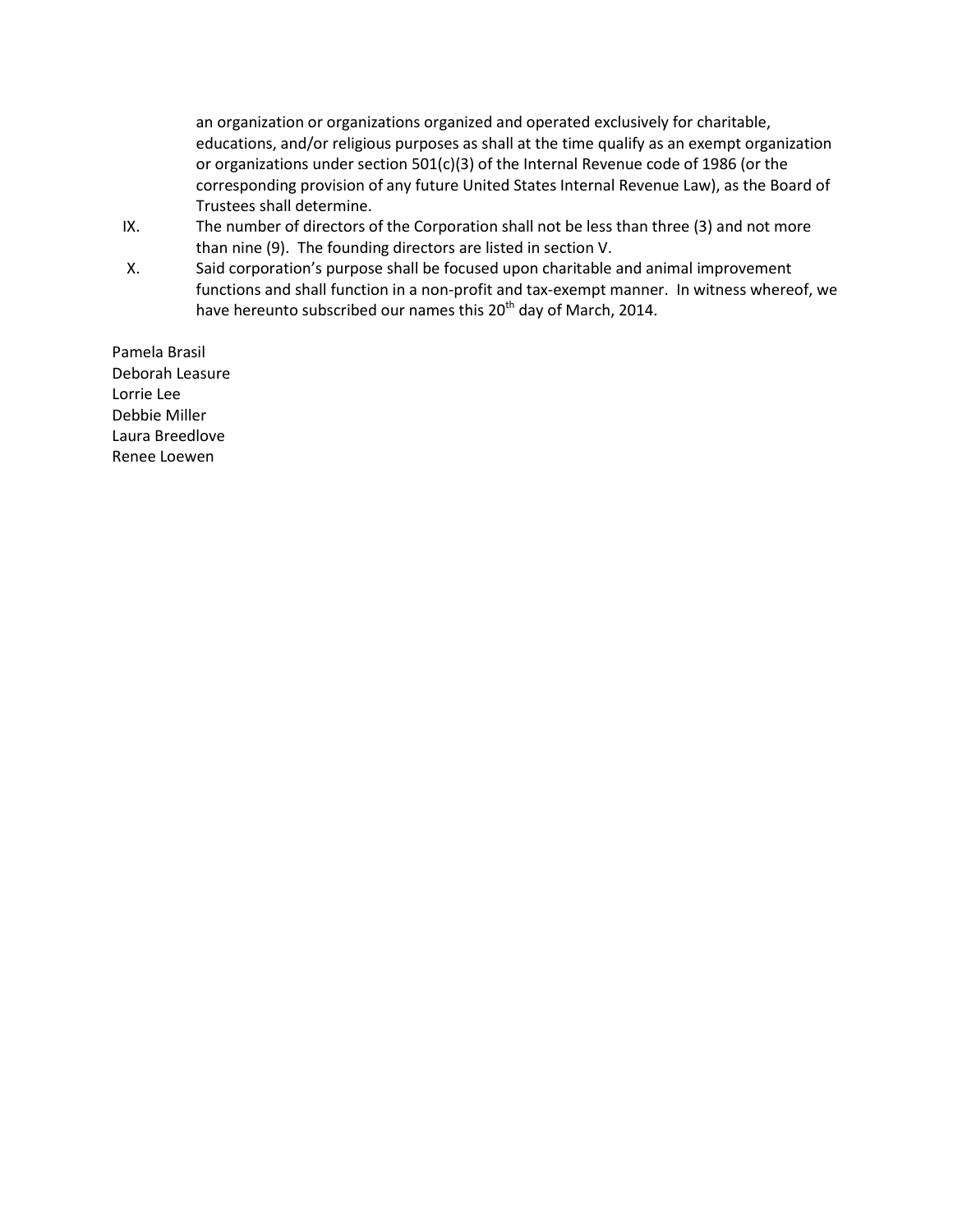an organization or organizations organized and operated exclusively for charitable, educations, and/or religious purposes as shall at the time qualify as an exempt organization or organizations under section 501(c)(3) of the Internal Revenue code of 1986 (or the corresponding provision of any future United States Internal Revenue Law), as the Board of Trustees shall determine.

IX. The number of directors of the Corporation shall not be less than three (3) and not more than nine (9). The founding directors are listed in section V.

X. Said corporation's purpose shall be focused upon charitable and animal improvement functions and shall function in a non-profit and tax-exempt manner. In witness whereof, we have hereunto subscribed our names this 20th day of March, 2014.

Pamela Brasil
Deborah Leasure
Lorrie Lee
Debbie Miller
Laura Breedlove
Renee Loewen